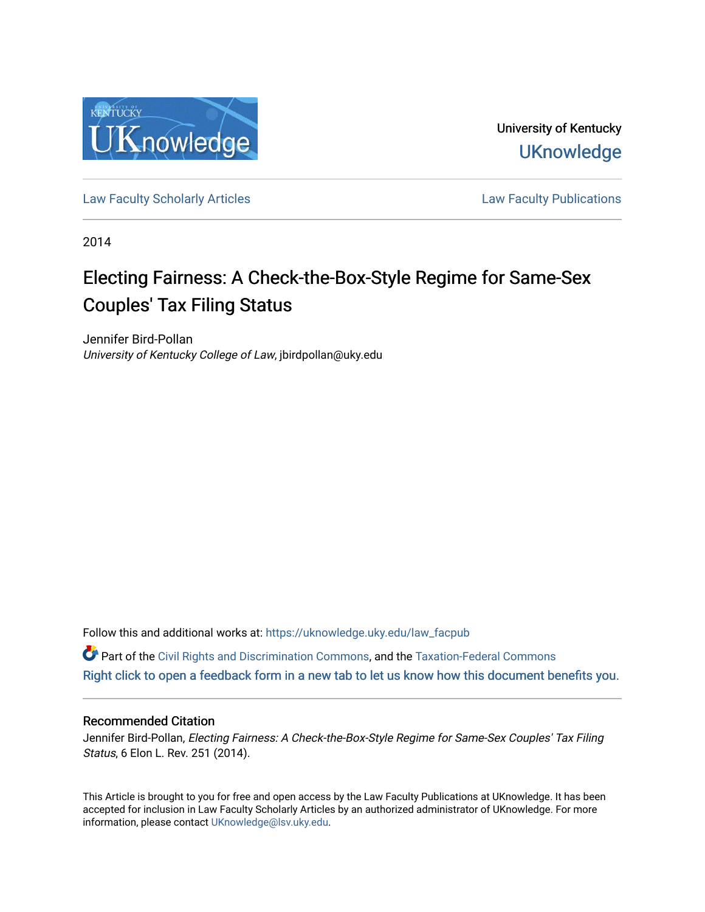University of Kentucky
UKnowledge

Law Faculty Scholarly Articles | Law Faculty Publications

2014

# Electing Fairness: A Check-the-Box-Style Regime for Same-Sex Couples' Tax Filing Status

Jennifer Bird-Pollan
*University of Kentucky College of Law*, jbirdpollan@uky.edu

Follow this and additional works at: https://uknowledge.uky.edu/law_facpub

Part of the Civil Rights and Discrimination Commons, and the Taxation-Federal Commons
Right click to open a feedback form in a new tab to let us know how this document benefits you.

## Recommended Citation

Jennifer Bird-Pollan, *Electing Fairness: A Check-the-Box-Style Regime for Same-Sex Couples' Tax Filing Status*, 6 Elon L. Rev. 251 (2014).

This Article is brought to you for free and open access by the Law Faculty Publications at UKnowledge. It has been accepted for inclusion in Law Faculty Scholarly Articles by an authorized administrator of UKnowledge. For more information, please contact UKnowledge@lsv.uky.edu.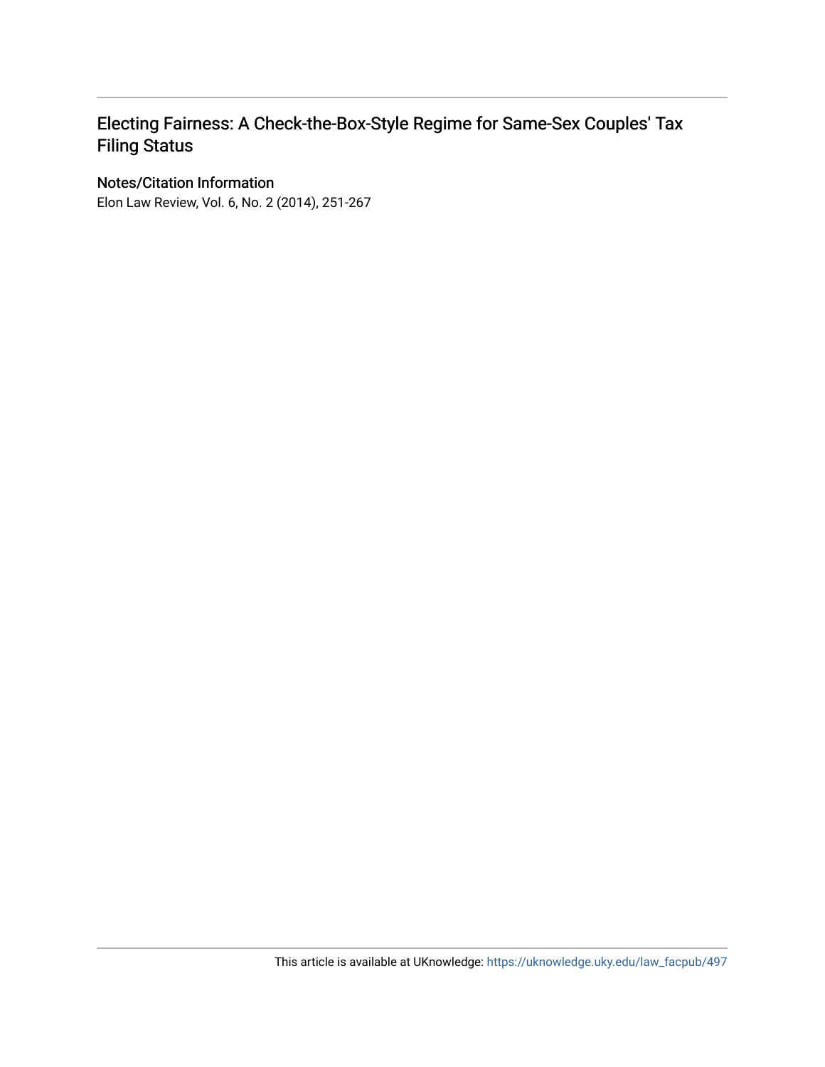# Electing Fairness: A Check-the-Box-Style Regime for Same-Sex Couples' Tax Filing Status

## Notes/Citation Information

Elon Law Review, Vol. 6, No. 2 (2014), 251-267

This article is available at UKnowledge: https://uknowledge.uky.edu/law_facpub/497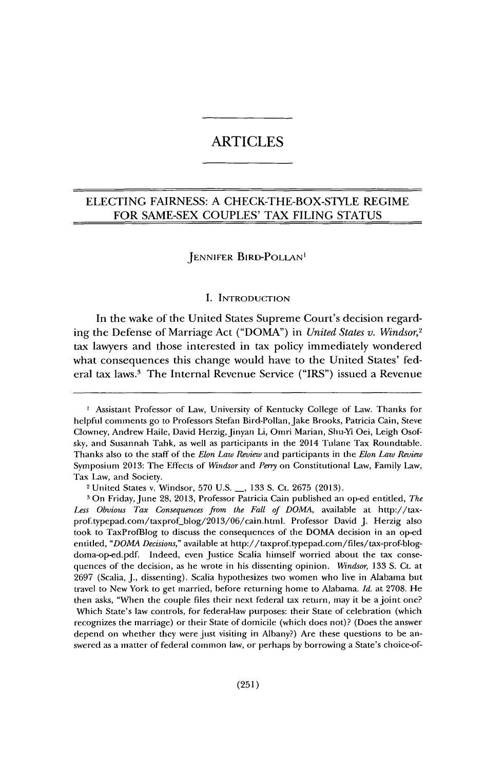# ARTICLES

## ELECTING FAIRNESS: A CHECK-THE-BOX-STYLE REGIME FOR SAME-SEX COUPLES' TAX FILING STATUS

JENNIFER BIRD-POLLAN[1]

### I. INTRODUCTION

In the wake of the United States Supreme Court's decision regarding the Defense of Marriage Act ("DOMA") in *United States v. Windsor*,[2] tax lawyers and those interested in tax policy immediately wondered what consequences this change would have to the United States' federal tax laws.[3] The Internal Revenue Service ("IRS") issued a Revenue

---

[1] Assistant Professor of Law, University of Kentucky College of Law. Thanks for helpful comments go to Professors Stefan Bird-Pollan, Jake Brooks, Patricia Cain, Steve Clowney, Andrew Haile, David Herzig, Jinyan Li, Omri Marian, Shu-Yi Oei, Leigh Osofsky, and Susannah Tahk, as well as participants in the 2014 Tulane Tax Roundtable. Thanks also to the staff of the *Elon Law Review* and participants in the *Elon Law Review* Symposium 2013: The Effects of *Windsor* and *Perry* on Constitutional Law, Family Law, Tax Law, and Society.

[2] United States v. Windsor, 570 U.S. __, 133 S. Ct. 2675 (2013).

[3] On Friday, June 28, 2013, Professor Patricia Cain published an op-ed entitled, *The Less Obvious Tax Consequences from the Fall of DOMA*, available at http://taxprof.typepad.com/taxprof_blog/2013/06/cain.html. Professor David J. Herzig also took to TaxProfBlog to discuss the consequences of the DOMA decision in an op-ed entitled, "*DOMA Decisions*," available at http://taxprof.typepad.com/files/tax-prof-blog-doma-op-ed.pdf. Indeed, even Justice Scalia himself worried about the tax consequences of the decision, as he wrote in his dissenting opinion. *Windsor*, 133 S. Ct. at 2697 (Scalia, J., dissenting). Scalia hypothesizes two women who live in Alabama but travel to New York to get married, before returning home to Alabama. *Id.* at 2708. He then asks, "When the couple files their next federal tax return, may it be a joint one? Which State's law controls, for federal-law purposes: their State of celebration (which recognizes the marriage) or their State of domicile (which does not)? (Does the answer depend on whether they were just visiting in Albany?) Are these questions to be answered as a matter of federal common law, or perhaps by borrowing a State's choice-of-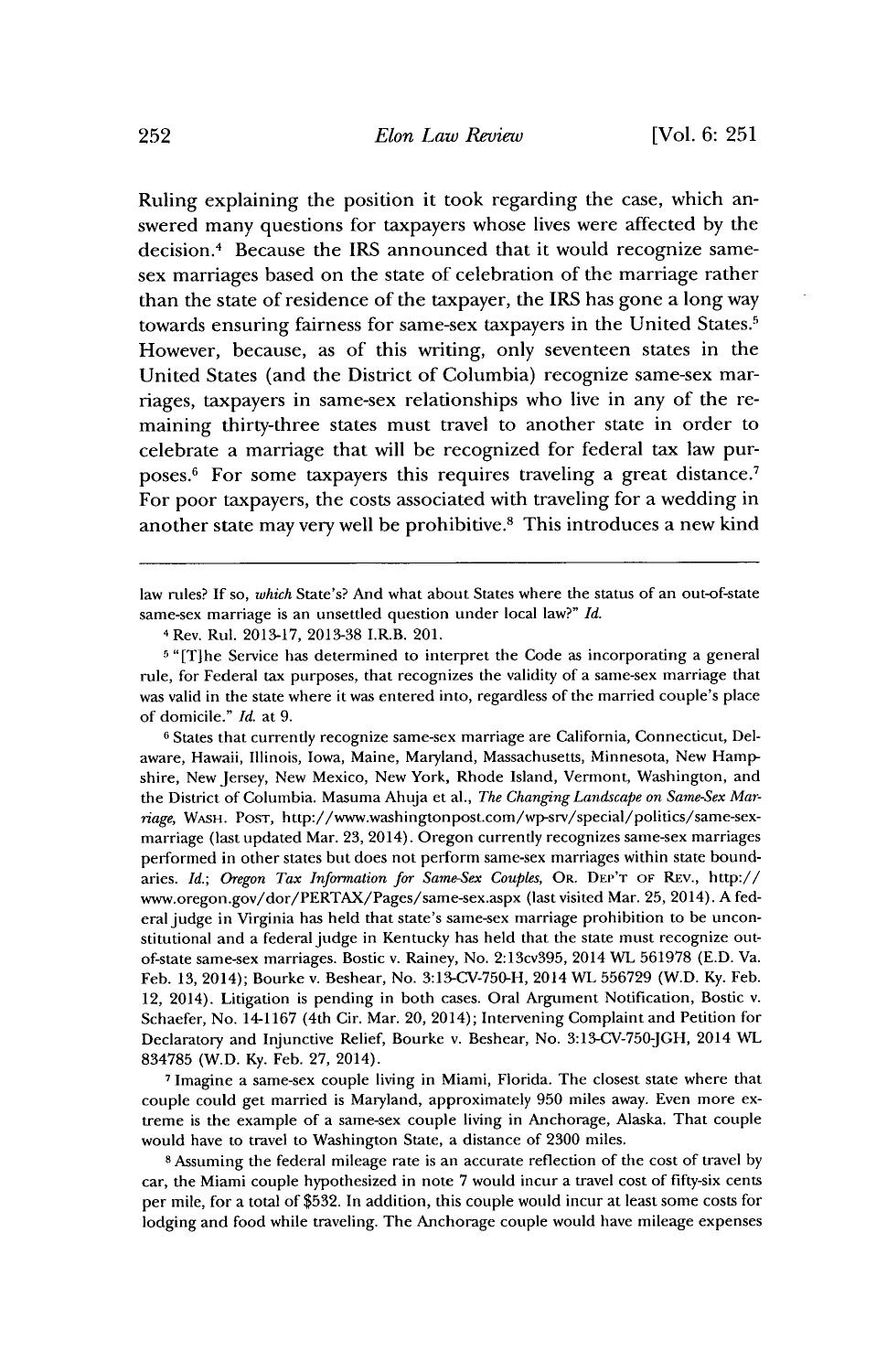Ruling explaining the position it took regarding the case, which answered many questions for taxpayers whose lives were affected by the decision.[4] Because the IRS announced that it would recognize same-sex marriages based on the state of celebration of the marriage rather than the state of residence of the taxpayer, the IRS has gone a long way towards ensuring fairness for same-sex taxpayers in the United States.[5] However, because, as of this writing, only seventeen states in the United States (and the District of Columbia) recognize same-sex marriages, taxpayers in same-sex relationships who live in any of the remaining thirty-three states must travel to another state in order to celebrate a marriage that will be recognized for federal tax law purposes.[6] For some taxpayers this requires traveling a great distance.[7] For poor taxpayers, the costs associated with traveling for a wedding in another state may very well be prohibitive.[8] This introduces a new kind

---

law rules? If so, *which* State's? And what about States where the status of an out-of-state same-sex marriage is an unsettled question under local law?" *Id.*

[4] Rev. Rul. 2013-17, 2013-38 I.R.B. 201.

[5] "[T]he Service has determined to interpret the Code as incorporating a general rule, for Federal tax purposes, that recognizes the validity of a same-sex marriage that was valid in the state where it was entered into, regardless of the married couple's place of domicile." *Id.* at 9.

[6] States that currently recognize same-sex marriage are California, Connecticut, Delaware, Hawaii, Illinois, Iowa, Maine, Maryland, Massachusetts, Minnesota, New Hampshire, New Jersey, New Mexico, New York, Rhode Island, Vermont, Washington, and the District of Columbia. Masuma Ahuja et al., *The Changing Landscape on Same-Sex Marriage*, WASH. POST, http://www.washingtonpost.com/wp-srv/special/politics/same-sex-marriage (last updated Mar. 23, 2014). Oregon currently recognizes same-sex marriages performed in other states but does not perform same-sex marriages within state boundaries. *Id.*; *Oregon Tax Information for Same-Sex Couples*, OR. DEP'T OF REV., http://www.oregon.gov/dor/PERTAX/Pages/same-sex.aspx (last visited Mar. 25, 2014). A federal judge in Virginia has held that state's same-sex marriage prohibition to be unconstitutional and a federal judge in Kentucky has held that the state must recognize out-of-state same-sex marriages. Bostic v. Rainey, No. 2:13cv395, 2014 WL 561978 (E.D. Va. Feb. 13, 2014); Bourke v. Beshear, No. 3:13-CV-750-H, 2014 WL 556729 (W.D. Ky. Feb. 12, 2014). Litigation is pending in both cases. Oral Argument Notification, Bostic v. Schaefer, No. 14-1167 (4th Cir. Mar. 20, 2014); Intervening Complaint and Petition for Declaratory and Injunctive Relief, Bourke v. Beshear, No. 3:13-CV-750-JGH, 2014 WL 834785 (W.D. Ky. Feb. 27, 2014).

[7] Imagine a same-sex couple living in Miami, Florida. The closest state where that couple could get married is Maryland, approximately 950 miles away. Even more extreme is the example of a same-sex couple living in Anchorage, Alaska. That couple would have to travel to Washington State, a distance of 2300 miles.

[8] Assuming the federal mileage rate is an accurate reflection of the cost of travel by car, the Miami couple hypothesized in note 7 would incur a travel cost of fifty-six cents per mile, for a total of $532. In addition, this couple would incur at least some costs for lodging and food while traveling. The Anchorage couple would have mileage expenses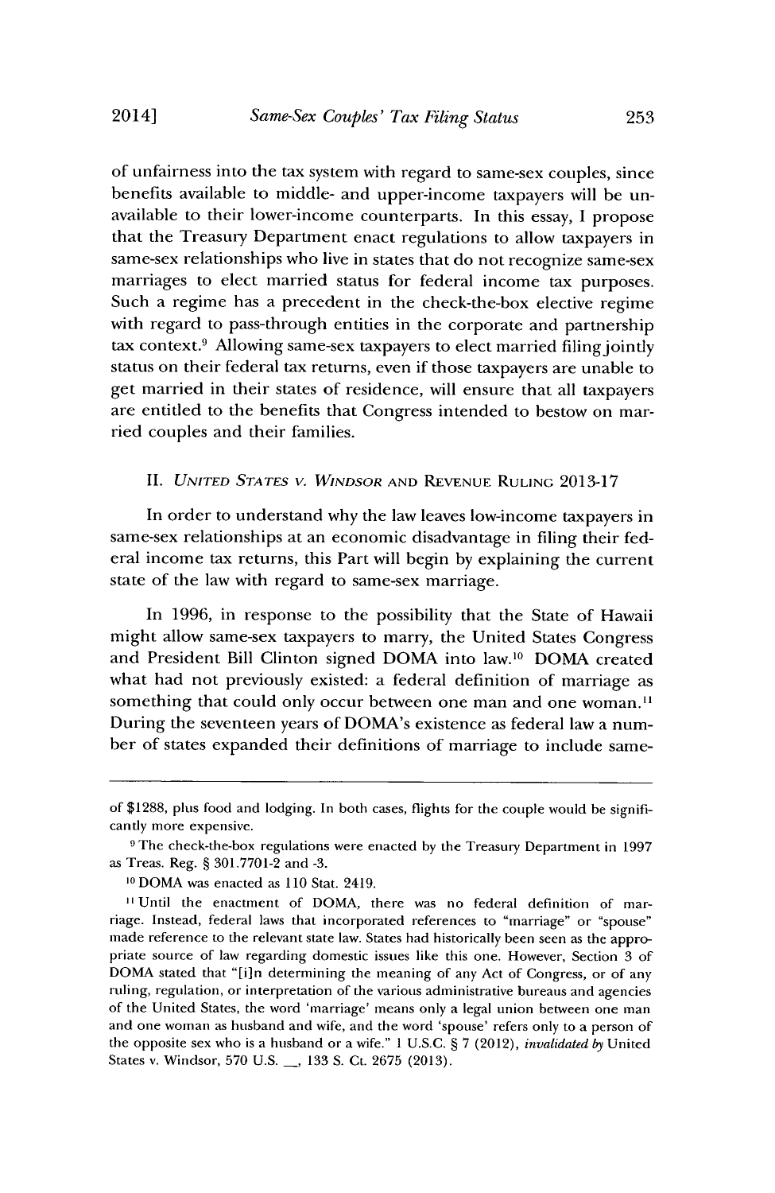of unfairness into the tax system with regard to same-sex couples, since benefits available to middle- and upper-income taxpayers will be unavailable to their lower-income counterparts. In this essay, I propose that the Treasury Department enact regulations to allow taxpayers in same-sex relationships who live in states that do not recognize same-sex marriages to elect married status for federal income tax purposes. Such a regime has a precedent in the check-the-box elective regime with regard to pass-through entities in the corporate and partnership tax context.[9] Allowing same-sex taxpayers to elect married filing jointly status on their federal tax returns, even if those taxpayers are unable to get married in their states of residence, will ensure that all taxpayers are entitled to the benefits that Congress intended to bestow on married couples and their families.

## II. *United States v. Windsor* and Revenue Ruling 2013-17

In order to understand why the law leaves low-income taxpayers in same-sex relationships at an economic disadvantage in filing their federal income tax returns, this Part will begin by explaining the current state of the law with regard to same-sex marriage.

In 1996, in response to the possibility that the State of Hawaii might allow same-sex taxpayers to marry, the United States Congress and President Bill Clinton signed DOMA into law.[10] DOMA created what had not previously existed: a federal definition of marriage as something that could only occur between one man and one woman.[11] During the seventeen years of DOMA's existence as federal law a number of states expanded their definitions of marriage to include same-

---

of $1288, plus food and lodging. In both cases, flights for the couple would be significantly more expensive.

[9] The check-the-box regulations were enacted by the Treasury Department in 1997 as Treas. Reg. § 301.7701-2 and -3.

[10] DOMA was enacted as 110 Stat. 2419.

[11] Until the enactment of DOMA, there was no federal definition of marriage. Instead, federal laws that incorporated references to "marriage" or "spouse" made reference to the relevant state law. States had historically been seen as the appropriate source of law regarding domestic issues like this one. However, Section 3 of DOMA stated that "[i]n determining the meaning of any Act of Congress, or of any ruling, regulation, or interpretation of the various administrative bureaus and agencies of the United States, the word 'marriage' means only a legal union between one man and one woman as husband and wife, and the word 'spouse' refers only to a person of the opposite sex who is a husband or a wife." 1 U.S.C. § 7 (2012), *invalidated by* United States v. Windsor, 570 U.S. __, 133 S. Ct. 2675 (2013).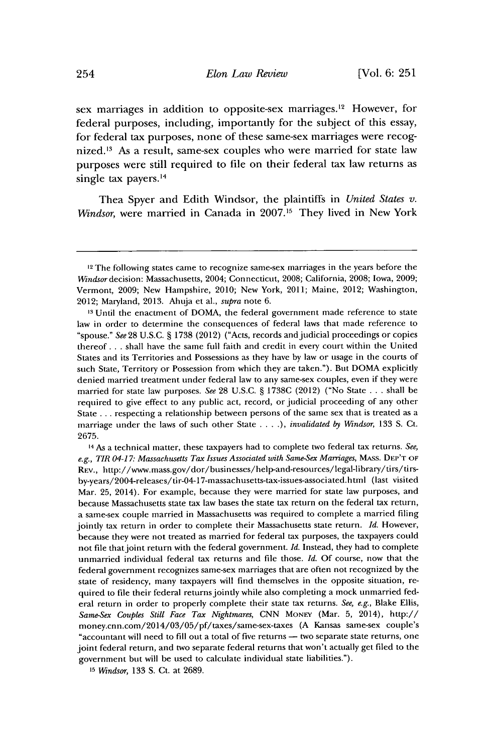sex marriages in addition to opposite-sex marriages.[12] However, for federal purposes, including, importantly for the subject of this essay, for federal tax purposes, none of these same-sex marriages were recognized.[13] As a result, same-sex couples who were married for state law purposes were still required to file on their federal tax law returns as single tax payers.[14]

Thea Spyer and Edith Windsor, the plaintiffs in *United States v. Windsor*, were married in Canada in 2007.[15] They lived in New York

---

[12] The following states came to recognize same-sex marriages in the years before the *Windsor* decision: Massachusetts, 2004; Connecticut, 2008; California, 2008; Iowa, 2009; Vermont, 2009; New Hampshire, 2010; New York, 2011; Maine, 2012; Washington, 2012; Maryland, 2013. Ahuja et al., *supra* note 6.

[13] Until the enactment of DOMA, the federal government made reference to state law in order to determine the consequences of federal laws that made reference to "spouse." *See* 28 U.S.C. § 1738 (2012) ("Acts, records and judicial proceedings or copies thereof . . . shall have the same full faith and credit in every court within the United States and its Territories and Possessions as they have by law or usage in the courts of such State, Territory or Possession from which they are taken."). But DOMA explicitly denied married treatment under federal law to any same-sex couples, even if they were married for state law purposes. *See* 28 U.S.C. § 1738C (2012) ("No State . . . shall be required to give effect to any public act, record, or judicial proceeding of any other State . . . respecting a relationship between persons of the same sex that is treated as a marriage under the laws of such other State . . . .), *invalidated by Windsor*, 133 S. Ct. 2675.

[14] As a technical matter, these taxpayers had to complete two federal tax returns. *See, e.g., TIR 04-17: Massachusetts Tax Issues Associated with Same-Sex Marriages*, MASS. DEP'T OF REV., http://www.mass.gov/dor/businesses/help-and-resources/legal-library/tirs/tirs-by-years/2004-releases/tir-04-17-massachusetts-tax-issues-associated.html (last visited Mar. 25, 2014). For example, because they were married for state law purposes, and because Massachusetts state tax law bases the state tax return on the federal tax return, a same-sex couple married in Massachusetts was required to complete a married filing jointly tax return in order to complete their Massachusetts state return. *Id.* However, because they were not treated as married for federal tax purposes, the taxpayers could not file that joint return with the federal government. *Id.* Instead, they had to complete unmarried individual federal tax returns and file those. *Id.* Of course, now that the federal government recognizes same-sex marriages that are often not recognized by the state of residency, many taxpayers will find themselves in the opposite situation, required to file their federal returns jointly while also completing a mock unmarried federal return in order to properly complete their state tax returns. *See, e.g.*, Blake Ellis, *Same-Sex Couples Still Face Tax Nightmares*, CNN MONEY (Mar. 5, 2014), http://money.cnn.com/2014/03/05/pf/taxes/same-sex-taxes (A Kansas same-sex couple's "accountant will need to fill out a total of five returns — two separate state returns, one joint federal return, and two separate federal returns that won't actually get filed to the government but will be used to calculate individual state liabilities.").

[15] *Windsor*, 133 S. Ct. at 2689.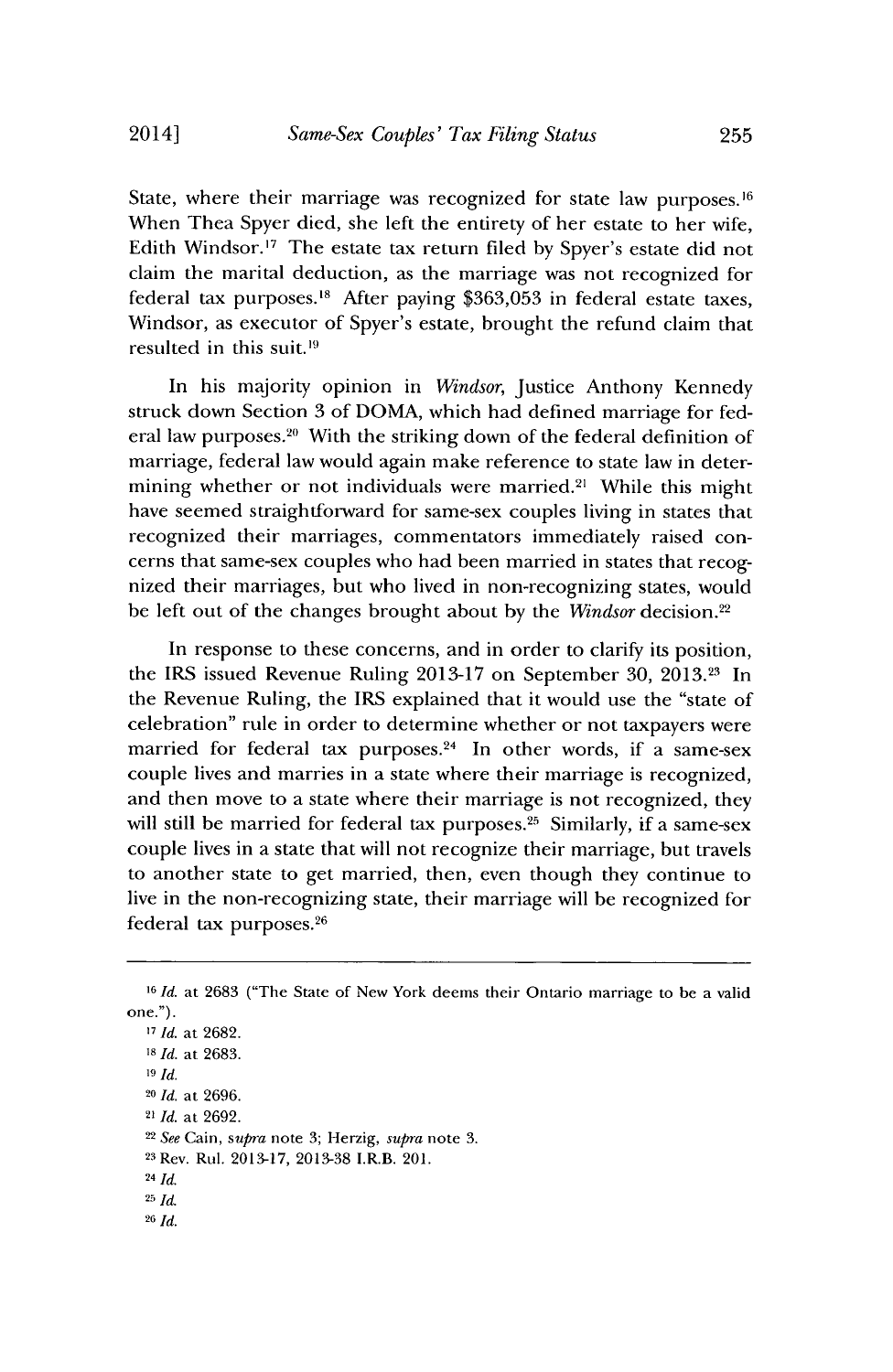State, where their marriage was recognized for state law purposes.[16] When Thea Spyer died, she left the entirety of her estate to her wife, Edith Windsor.[17] The estate tax return filed by Spyer's estate did not claim the marital deduction, as the marriage was not recognized for federal tax purposes.[18] After paying $363,053 in federal estate taxes, Windsor, as executor of Spyer's estate, brought the refund claim that resulted in this suit.[19]

In his majority opinion in *Windsor*, Justice Anthony Kennedy struck down Section 3 of DOMA, which had defined marriage for federal law purposes.[20] With the striking down of the federal definition of marriage, federal law would again make reference to state law in determining whether or not individuals were married.[21] While this might have seemed straightforward for same-sex couples living in states that recognized their marriages, commentators immediately raised concerns that same-sex couples who had been married in states that recognized their marriages, but who lived in non-recognizing states, would be left out of the changes brought about by the *Windsor* decision.[22]

In response to these concerns, and in order to clarify its position, the IRS issued Revenue Ruling 2013-17 on September 30, 2013.[23] In the Revenue Ruling, the IRS explained that it would use the "state of celebration" rule in order to determine whether or not taxpayers were married for federal tax purposes.[24] In other words, if a same-sex couple lives and marries in a state where their marriage is recognized, and then move to a state where their marriage is not recognized, they will still be married for federal tax purposes.[25] Similarly, if a same-sex couple lives in a state that will not recognize their marriage, but travels to another state to get married, then, even though they continue to live in the non-recognizing state, their marriage will be recognized for federal tax purposes.[26]

---

[16] *Id.* at 2683 ("The State of New York deems their Ontario marriage to be a valid one.").

[17] *Id.* at 2682.

[18] *Id.* at 2683.

[19] *Id.*

[20] *Id.* at 2696.

[21] *Id.* at 2692.

[22] *See* Cain, *supra* note 3; Herzig, *supra* note 3.

[23] Rev. Rul. 2013-17, 2013-38 I.R.B. 201.

[24] *Id.*

[25] *Id.*

[26] *Id.*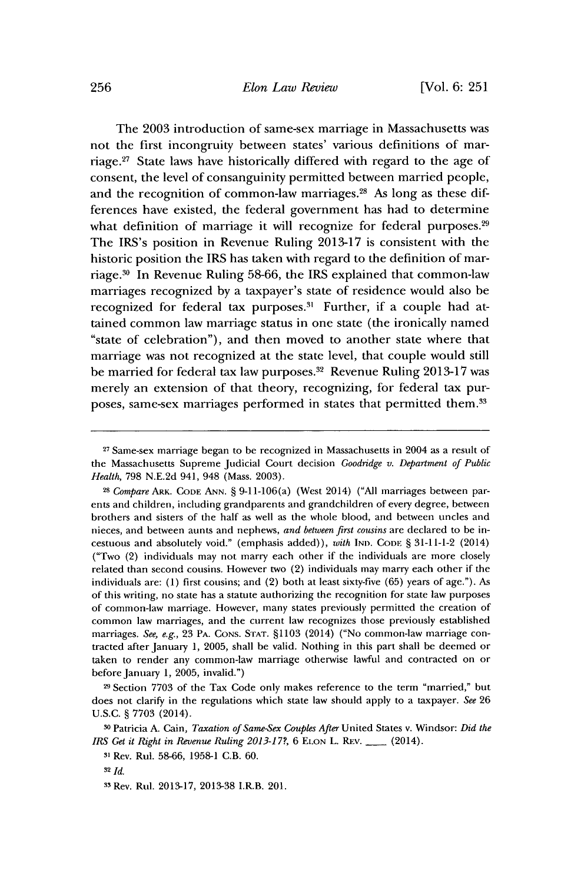The 2003 introduction of same-sex marriage in Massachusetts was not the first incongruity between states' various definitions of marriage.[27] State laws have historically differed with regard to the age of consent, the level of consanguinity permitted between married people, and the recognition of common-law marriages.[28] As long as these differences have existed, the federal government has had to determine what definition of marriage it will recognize for federal purposes.[29] The IRS's position in Revenue Ruling 2013-17 is consistent with the historic position the IRS has taken with regard to the definition of marriage.[30] In Revenue Ruling 58-66, the IRS explained that common-law marriages recognized by a taxpayer's state of residence would also be recognized for federal tax purposes.[31] Further, if a couple had attained common law marriage status in one state (the ironically named "state of celebration"), and then moved to another state where that marriage was not recognized at the state level, that couple would still be married for federal tax law purposes.[32] Revenue Ruling 2013-17 was merely an extension of that theory, recognizing, for federal tax purposes, same-sex marriages performed in states that permitted them.[33]

---

[27] Same-sex marriage began to be recognized in Massachusetts in 2004 as a result of the Massachusetts Supreme Judicial Court decision *Goodridge v. Department of Public Health*, 798 N.E.2d 941, 948 (Mass. 2003).

[28] *Compare* ARK. CODE ANN. § 9-11-106(a) (West 2014) ("All marriages between parents and children, including grandparents and grandchildren of every degree, between brothers and sisters of the half as well as the whole blood, and between uncles and nieces, and between aunts and nephews, *and between first cousins* are declared to be incestuous and absolutely void." (emphasis added)), *with* IND. CODE § 31-11-1-2 (2014) ("Two (2) individuals may not marry each other if the individuals are more closely related than second cousins. However two (2) individuals may marry each other if the individuals are: (1) first cousins; and (2) both at least sixty-five (65) years of age."). As of this writing, no state has a statute authorizing the recognition for state law purposes of common-law marriage. However, many states previously permitted the creation of common law marriages, and the current law recognizes those previously established marriages. *See, e.g.*, 23 PA. CONS. STAT. §1103 (2014) ("No common-law marriage contracted after January 1, 2005, shall be valid. Nothing in this part shall be deemed or taken to render any common-law marriage otherwise lawful and contracted on or before January 1, 2005, invalid.")

[29] Section 7703 of the Tax Code only makes reference to the term "married," but does not clarify in the regulations which state law should apply to a taxpayer. *See* 26 U.S.C. § 7703 (2014).

[30] Patricia A. Cain, *Taxation of Same-Sex Couples After* United States v. Windsor: *Did the IRS Get it Right in Revenue Ruling 2013-17?*, 6 ELON L. REV. \_\_\_\_ (2014).

[31] Rev. Rul. 58-66, 1958-1 C.B. 60.

[32] *Id.*

[33] Rev. Rul. 2013-17, 2013-38 I.R.B. 201.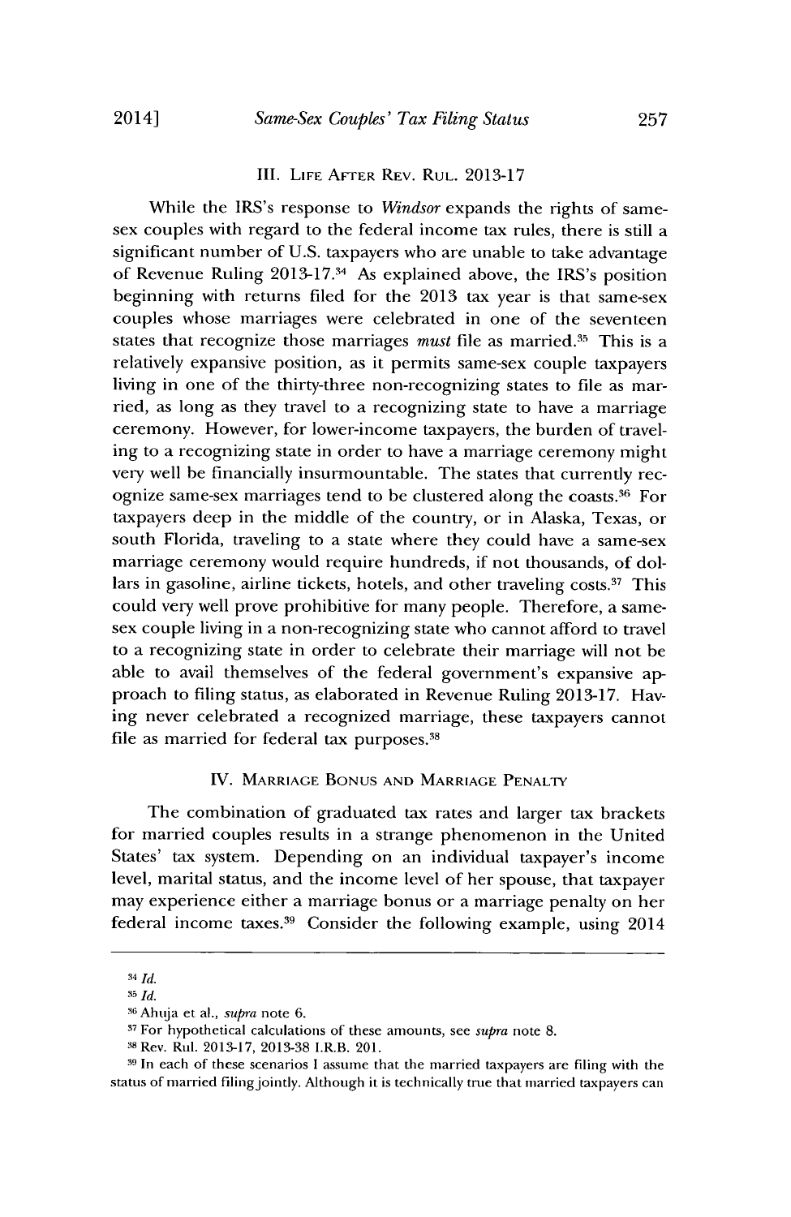## III. Life After Rev. Rul. 2013-17

While the IRS's response to *Windsor* expands the rights of same-sex couples with regard to the federal income tax rules, there is still a significant number of U.S. taxpayers who are unable to take advantage of Revenue Ruling 2013-17.[34] As explained above, the IRS's position beginning with returns filed for the 2013 tax year is that same-sex couples whose marriages were celebrated in one of the seventeen states that recognize those marriages *must* file as married.[35] This is a relatively expansive position, as it permits same-sex couple taxpayers living in one of the thirty-three non-recognizing states to file as married, as long as they travel to a recognizing state to have a marriage ceremony. However, for lower-income taxpayers, the burden of traveling to a recognizing state in order to have a marriage ceremony might very well be financially insurmountable. The states that currently recognize same-sex marriages tend to be clustered along the coasts.[36] For taxpayers deep in the middle of the country, or in Alaska, Texas, or south Florida, traveling to a state where they could have a same-sex marriage ceremony would require hundreds, if not thousands, of dollars in gasoline, airline tickets, hotels, and other traveling costs.[37] This could very well prove prohibitive for many people. Therefore, a same-sex couple living in a non-recognizing state who cannot afford to travel to a recognizing state in order to celebrate their marriage will not be able to avail themselves of the federal government's expansive approach to filing status, as elaborated in Revenue Ruling 2013-17. Having never celebrated a recognized marriage, these taxpayers cannot file as married for federal tax purposes.[38]

## IV. Marriage Bonus and Marriage Penalty

The combination of graduated tax rates and larger tax brackets for married couples results in a strange phenomenon in the United States' tax system. Depending on an individual taxpayer's income level, marital status, and the income level of her spouse, that taxpayer may experience either a marriage bonus or a marriage penalty on her federal income taxes.[39] Consider the following example, using 2014

---

[34] *Id.*

[35] *Id.*

[36] Ahuja et al., *supra* note 6.

[37] For hypothetical calculations of these amounts, see *supra* note 8.

[38] Rev. Rul. 2013-17, 2013-38 I.R.B. 201.

[39] In each of these scenarios I assume that the married taxpayers are filing with the status of married filing jointly. Although it is technically true that married taxpayers can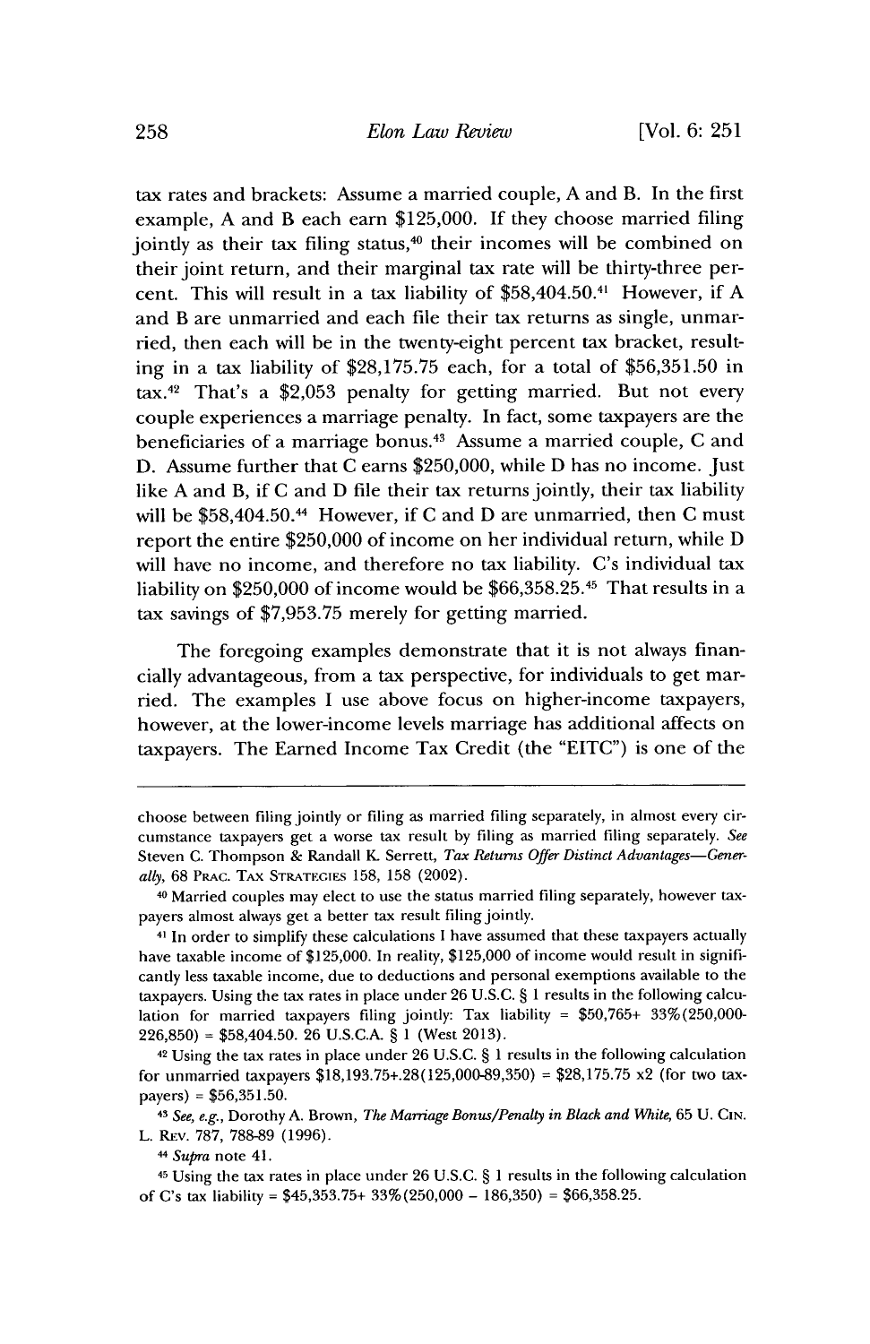tax rates and brackets: Assume a married couple, A and B. In the first example, A and B each earn $125,000. If they choose married filing jointly as their tax filing status,[40] their incomes will be combined on their joint return, and their marginal tax rate will be thirty-three percent. This will result in a tax liability of $58,404.50.[41] However, if A and B are unmarried and each file their tax returns as single, unmarried, then each will be in the twenty-eight percent tax bracket, resulting in a tax liability of $28,175.75 each, for a total of $56,351.50 in tax.[42] That's a $2,053 penalty for getting married. But not every couple experiences a marriage penalty. In fact, some taxpayers are the beneficiaries of a marriage bonus.[43] Assume a married couple, C and D. Assume further that C earns $250,000, while D has no income. Just like A and B, if C and D file their tax returns jointly, their tax liability will be $58,404.50.[44] However, if C and D are unmarried, then C must report the entire $250,000 of income on her individual return, while D will have no income, and therefore no tax liability. C's individual tax liability on $250,000 of income would be $66,358.25.[45] That results in a tax savings of $7,953.75 merely for getting married.

The foregoing examples demonstrate that it is not always financially advantageous, from a tax perspective, for individuals to get married. The examples I use above focus on higher-income taxpayers, however, at the lower-income levels marriage has additional affects on taxpayers. The Earned Income Tax Credit (the "EITC") is one of the

---

choose between filing jointly or filing as married filing separately, in almost every circumstance taxpayers get a worse tax result by filing as married filing separately. *See* Steven C. Thompson & Randall K. Serrett, *Tax Returns Offer Distinct Advantages—Generally*, 68 PRAC. TAX STRATEGIES 158, 158 (2002).

[40] Married couples may elect to use the status married filing separately, however taxpayers almost always get a better tax result filing jointly.

[41] In order to simplify these calculations I have assumed that these taxpayers actually have taxable income of $125,000. In reality, $125,000 of income would result in significantly less taxable income, due to deductions and personal exemptions available to the taxpayers. Using the tax rates in place under 26 U.S.C. § 1 results in the following calculation for married taxpayers filing jointly: Tax liability = $50,765+ 33%(250,000-226,850) = $58,404.50. 26 U.S.C.A. § 1 (West 2013).

[42] Using the tax rates in place under 26 U.S.C. § 1 results in the following calculation for unmarried taxpayers $18,193.75+.28(125,000-89,350) = $28,175.75 x2 (for two taxpayers) = $56,351.50.

[43] *See, e.g.*, Dorothy A. Brown, *The Marriage Bonus/Penalty in Black and White*, 65 U. CIN. L. REV. 787, 788-89 (1996).

[44] *Supra* note 41.

[45] Using the tax rates in place under 26 U.S.C. § 1 results in the following calculation of C's tax liability = $45,353.75+ 33%(250,000 – 186,350) = $66,358.25.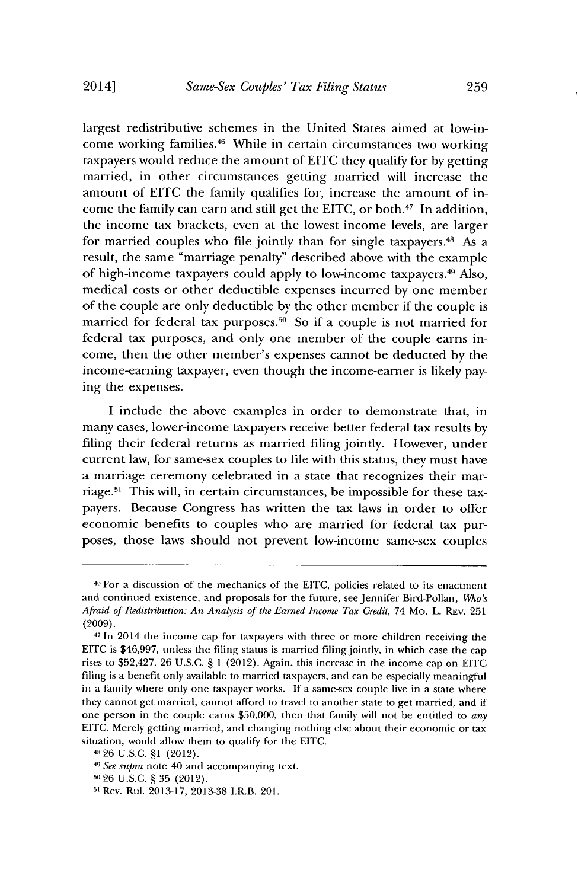largest redistributive schemes in the United States aimed at low-income working families.[46] While in certain circumstances two working taxpayers would reduce the amount of EITC they qualify for by getting married, in other circumstances getting married will increase the amount of EITC the family qualifies for, increase the amount of income the family can earn and still get the EITC, or both.[47] In addition, the income tax brackets, even at the lowest income levels, are larger for married couples who file jointly than for single taxpayers.[48] As a result, the same "marriage penalty" described above with the example of high-income taxpayers could apply to low-income taxpayers.[49] Also, medical costs or other deductible expenses incurred by one member of the couple are only deductible by the other member if the couple is married for federal tax purposes.[50] So if a couple is not married for federal tax purposes, and only one member of the couple earns income, then the other member's expenses cannot be deducted by the income-earning taxpayer, even though the income-earner is likely paying the expenses.

I include the above examples in order to demonstrate that, in many cases, lower-income taxpayers receive better federal tax results by filing their federal returns as married filing jointly. However, under current law, for same-sex couples to file with this status, they must have a marriage ceremony celebrated in a state that recognizes their marriage.[51] This will, in certain circumstances, be impossible for these taxpayers. Because Congress has written the tax laws in order to offer economic benefits to couples who are married for federal tax purposes, those laws should not prevent low-income same-sex couples

---

[46] For a discussion of the mechanics of the EITC, policies related to its enactment and continued existence, and proposals for the future, see Jennifer Bird-Pollan, *Who's Afraid of Redistribution: An Analysis of the Earned Income Tax Credit*, 74 MO. L. REV. 251 (2009).

[47] In 2014 the income cap for taxpayers with three or more children receiving the EITC is $46,997, unless the filing status is married filing jointly, in which case the cap rises to $52,427. 26 U.S.C. § 1 (2012). Again, this increase in the income cap on EITC filing is a benefit only available to married taxpayers, and can be especially meaningful in a family where only one taxpayer works. If a same-sex couple live in a state where they cannot get married, cannot afford to travel to another state to get married, and if one person in the couple earns $50,000, then that family will not be entitled to *any* EITC. Merely getting married, and changing nothing else about their economic or tax situation, would allow them to qualify for the EITC.

[48] 26 U.S.C. §1 (2012).

[49] *See supra* note 40 and accompanying text.

[50] 26 U.S.C. § 35 (2012).

[51] Rev. Rul. 2013-17, 2013-38 I.R.B. 201.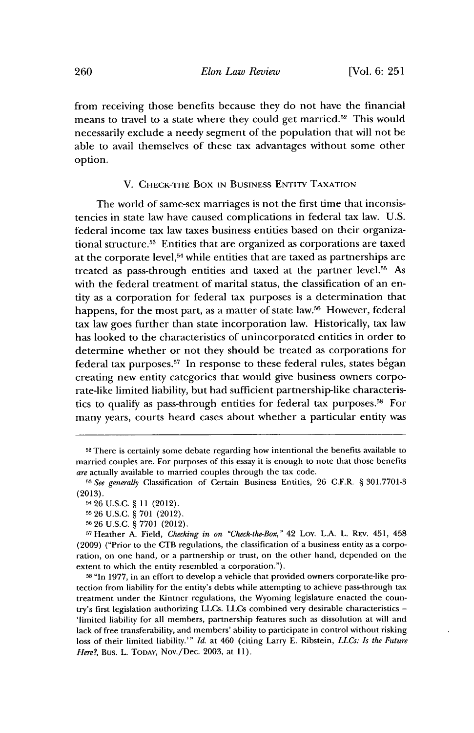from receiving those benefits because they do not have the financial means to travel to a state where they could get married.[52] This would necessarily exclude a needy segment of the population that will not be able to avail themselves of these tax advantages without some other option.

## V. Check-the Box in Business Entity Taxation

The world of same-sex marriages is not the first time that inconsistencies in state law have caused complications in federal tax law. U.S. federal income tax law taxes business entities based on their organizational structure.[53] Entities that are organized as corporations are taxed at the corporate level,[54] while entities that are taxed as partnerships are treated as pass-through entities and taxed at the partner level.[55] As with the federal treatment of marital status, the classification of an entity as a corporation for federal tax purposes is a determination that happens, for the most part, as a matter of state law.[56] However, federal tax law goes further than state incorporation law. Historically, tax law has looked to the characteristics of unincorporated entities in order to determine whether or not they should be treated as corporations for federal tax purposes.[57] In response to these federal rules, states began creating new entity categories that would give business owners corporate-like limited liability, but had sufficient partnership-like characteristics to qualify as pass-through entities for federal tax purposes.[58] For many years, courts heard cases about whether a particular entity was

---

[52] There is certainly some debate regarding how intentional the benefits available to married couples are. For purposes of this essay it is enough to note that those benefits *are* actually available to married couples through the tax code.

[53] *See generally* Classification of Certain Business Entities, 26 C.F.R. § 301.7701-3 (2013).

[54] 26 U.S.C. § 11 (2012).

[55] 26 U.S.C. § 701 (2012).

[56] 26 U.S.C. § 7701 (2012).

[57] Heather A. Field, *Checking in on "Check-the-Box,"* 42 Loy. L.A. L. Rev. 451, 458 (2009) ("Prior to the CTB regulations, the classification of a business entity as a corporation, on one hand, or a partnership or trust, on the other hand, depended on the extent to which the entity resembled a corporation.").

[58] "In 1977, in an effort to develop a vehicle that provided owners corporate-like protection from liability for the entity's debts while attempting to achieve pass-through tax treatment under the Kintner regulations, the Wyoming legislature enacted the country's first legislation authorizing LLCs. LLCs combined very desirable characteristics – 'limited liability for all members, partnership features such as dissolution at will and lack of free transferability, and members' ability to participate in control without risking loss of their limited liability.'" *Id.* at 460 (citing Larry E. Ribstein, *LLCs: Is the Future Here?*, Bus. L. Today, Nov./Dec. 2003, at 11).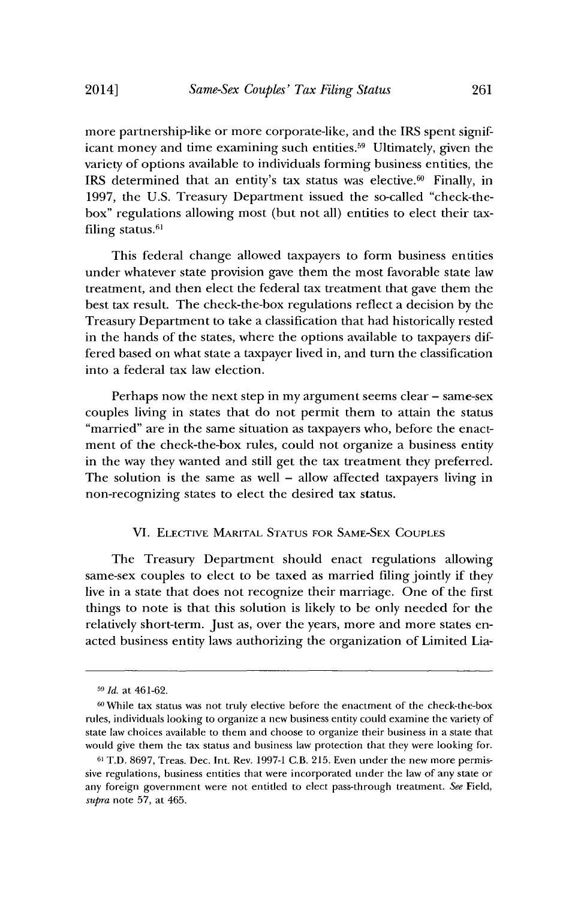more partnership-like or more corporate-like, and the IRS spent significant money and time examining such entities.[59] Ultimately, given the variety of options available to individuals forming business entities, the IRS determined that an entity's tax status was elective.[60] Finally, in 1997, the U.S. Treasury Department issued the so-called "check-the-box" regulations allowing most (but not all) entities to elect their tax-filing status.[61]

This federal change allowed taxpayers to form business entities under whatever state provision gave them the most favorable state law treatment, and then elect the federal tax treatment that gave them the best tax result. The check-the-box regulations reflect a decision by the Treasury Department to take a classification that had historically rested in the hands of the states, where the options available to taxpayers differed based on what state a taxpayer lived in, and turn the classification into a federal tax law election.

Perhaps now the next step in my argument seems clear – same-sex couples living in states that do not permit them to attain the status "married" are in the same situation as taxpayers who, before the enactment of the check-the-box rules, could not organize a business entity in the way they wanted and still get the tax treatment they preferred. The solution is the same as well – allow affected taxpayers living in non-recognizing states to elect the desired tax status.

## VI. Elective Marital Status for Same-Sex Couples

The Treasury Department should enact regulations allowing same-sex couples to elect to be taxed as married filing jointly if they live in a state that does not recognize their marriage. One of the first things to note is that this solution is likely to be only needed for the relatively short-term. Just as, over the years, more and more states enacted business entity laws authorizing the organization of Limited Lia-

---

[59] *Id.* at 461-62.

[60] While tax status was not truly elective before the enactment of the check-the-box rules, individuals looking to organize a new business entity could examine the variety of state law choices available to them and choose to organize their business in a state that would give them the tax status and business law protection that they were looking for.

[61] T.D. 8697, Treas. Dec. Int. Rev. 1997-1 C.B. 215. Even under the new more permissive regulations, business entities that were incorporated under the law of any state or any foreign government were not entitled to elect pass-through treatment. *See* Field, *supra* note 57, at 465.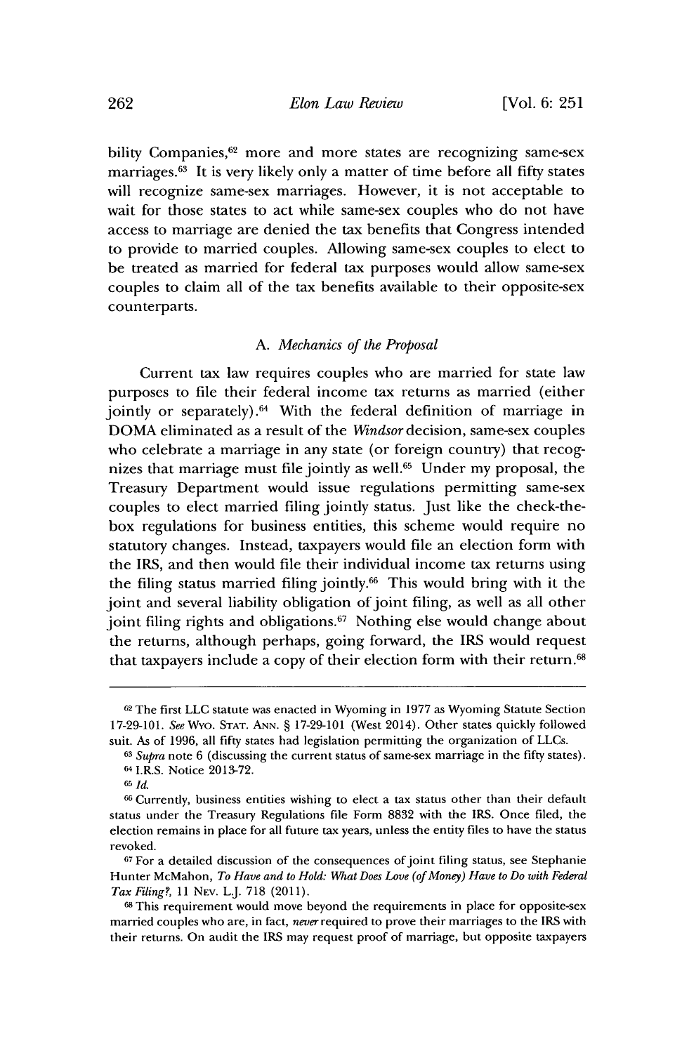bility Companies,[62] more and more states are recognizing same-sex marriages.[63] It is very likely only a matter of time before all fifty states will recognize same-sex marriages. However, it is not acceptable to wait for those states to act while same-sex couples who do not have access to marriage are denied the tax benefits that Congress intended to provide to married couples. Allowing same-sex couples to elect to be treated as married for federal tax purposes would allow same-sex couples to claim all of the tax benefits available to their opposite-sex counterparts.

### A. *Mechanics of the Proposal*

Current tax law requires couples who are married for state law purposes to file their federal income tax returns as married (either jointly or separately).[64] With the federal definition of marriage in DOMA eliminated as a result of the *Windsor* decision, same-sex couples who celebrate a marriage in any state (or foreign country) that recognizes that marriage must file jointly as well.[65] Under my proposal, the Treasury Department would issue regulations permitting same-sex couples to elect married filing jointly status. Just like the check-the-box regulations for business entities, this scheme would require no statutory changes. Instead, taxpayers would file an election form with the IRS, and then would file their individual income tax returns using the filing status married filing jointly.[66] This would bring with it the joint and several liability obligation of joint filing, as well as all other joint filing rights and obligations.[67] Nothing else would change about the returns, although perhaps, going forward, the IRS would request that taxpayers include a copy of their election form with their return.[68]

---

[62] The first LLC statute was enacted in Wyoming in 1977 as Wyoming Statute Section 17-29-101. *See* WYO. STAT. ANN. § 17-29-101 (West 2014). Other states quickly followed suit. As of 1996, all fifty states had legislation permitting the organization of LLCs.

[63] *Supra* note 6 (discussing the current status of same-sex marriage in the fifty states).

[64] I.R.S. Notice 2013-72.

[65] *Id.*

[66] Currently, business entities wishing to elect a tax status other than their default status under the Treasury Regulations file Form 8832 with the IRS. Once filed, the election remains in place for all future tax years, unless the entity files to have the status revoked.

[67] For a detailed discussion of the consequences of joint filing status, see Stephanie Hunter McMahon, *To Have and to Hold: What Does Love (of Money) Have to Do with Federal Tax Filing?*, 11 NEV. L.J. 718 (2011).

[68] This requirement would move beyond the requirements in place for opposite-sex married couples who are, in fact, *never* required to prove their marriages to the IRS with their returns. On audit the IRS may request proof of marriage, but opposite taxpayers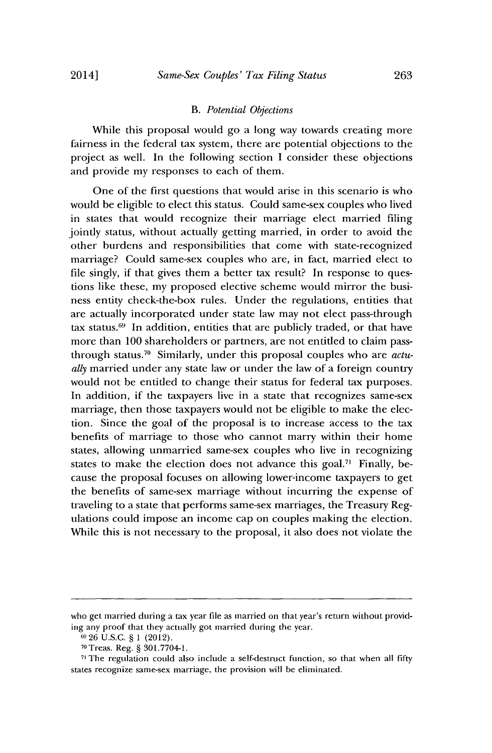### B. *Potential Objections*

While this proposal would go a long way towards creating more fairness in the federal tax system, there are potential objections to the project as well. In the following section I consider these objections and provide my responses to each of them.

One of the first questions that would arise in this scenario is who would be eligible to elect this status. Could same-sex couples who lived in states that would recognize their marriage elect married filing jointly status, without actually getting married, in order to avoid the other burdens and responsibilities that come with state-recognized marriage? Could same-sex couples who are, in fact, married elect to file singly, if that gives them a better tax result? In response to questions like these, my proposed elective scheme would mirror the business entity check-the-box rules. Under the regulations, entities that are actually incorporated under state law may not elect pass-through tax status.[69] In addition, entities that are publicly traded, or that have more than 100 shareholders or partners, are not entitled to claim pass-through status.[70] Similarly, under this proposal couples who are *actually* married under any state law or under the law of a foreign country would not be entitled to change their status for federal tax purposes. In addition, if the taxpayers live in a state that recognizes same-sex marriage, then those taxpayers would not be eligible to make the election. Since the goal of the proposal is to increase access to the tax benefits of marriage to those who cannot marry within their home states, allowing unmarried same-sex couples who live in recognizing states to make the election does not advance this goal.[71] Finally, because the proposal focuses on allowing lower-income taxpayers to get the benefits of same-sex marriage without incurring the expense of traveling to a state that performs same-sex marriages, the Treasury Regulations could impose an income cap on couples making the election. While this is not necessary to the proposal, it also does not violate the

---

who get married during a tax year file as married on that year's return without providing any proof that they actually got married during the year.

[69] 26 U.S.C. § 1 (2012).

[70] Treas. Reg. § 301.7704-1.

[71] The regulation could also include a self-destruct function, so that when all fifty states recognize same-sex marriage, the provision will be eliminated.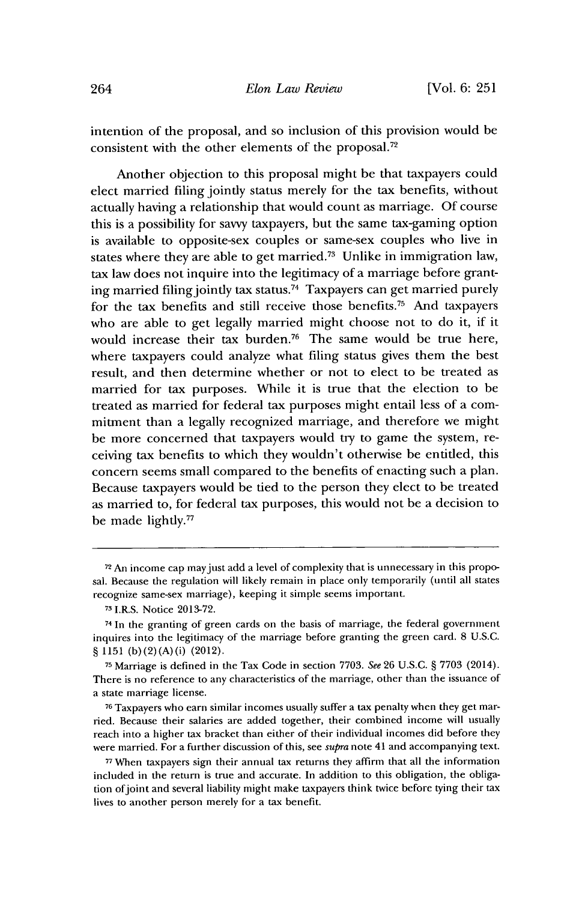intention of the proposal, and so inclusion of this provision would be consistent with the other elements of the proposal.[72]

Another objection to this proposal might be that taxpayers could elect married filing jointly status merely for the tax benefits, without actually having a relationship that would count as marriage. Of course this is a possibility for savvy taxpayers, but the same tax-gaming option is available to opposite-sex couples or same-sex couples who live in states where they are able to get married.[73] Unlike in immigration law, tax law does not inquire into the legitimacy of a marriage before granting married filing jointly tax status.[74] Taxpayers can get married purely for the tax benefits and still receive those benefits.[75] And taxpayers who are able to get legally married might choose not to do it, if it would increase their tax burden.[76] The same would be true here, where taxpayers could analyze what filing status gives them the best result, and then determine whether or not to elect to be treated as married for tax purposes. While it is true that the election to be treated as married for federal tax purposes might entail less of a commitment than a legally recognized marriage, and therefore we might be more concerned that taxpayers would try to game the system, receiving tax benefits to which they wouldn't otherwise be entitled, this concern seems small compared to the benefits of enacting such a plan. Because taxpayers would be tied to the person they elect to be treated as married to, for federal tax purposes, this would not be a decision to be made lightly.[77]

---

[72] An income cap may just add a level of complexity that is unnecessary in this proposal. Because the regulation will likely remain in place only temporarily (until all states recognize same-sex marriage), keeping it simple seems important.

[73] I.R.S. Notice 2013-72.

[74] In the granting of green cards on the basis of marriage, the federal government inquires into the legitimacy of the marriage before granting the green card. 8 U.S.C. § 1151 (b)(2)(A)(i) (2012).

[75] Marriage is defined in the Tax Code in section 7703. *See* 26 U.S.C. § 7703 (2014). There is no reference to any characteristics of the marriage, other than the issuance of a state marriage license.

[76] Taxpayers who earn similar incomes usually suffer a tax penalty when they get married. Because their salaries are added together, their combined income will usually reach into a higher tax bracket than either of their individual incomes did before they were married. For a further discussion of this, see *supra* note 41 and accompanying text.

[77] When taxpayers sign their annual tax returns they affirm that all the information included in the return is true and accurate. In addition to this obligation, the obligation of joint and several liability might make taxpayers think twice before tying their tax lives to another person merely for a tax benefit.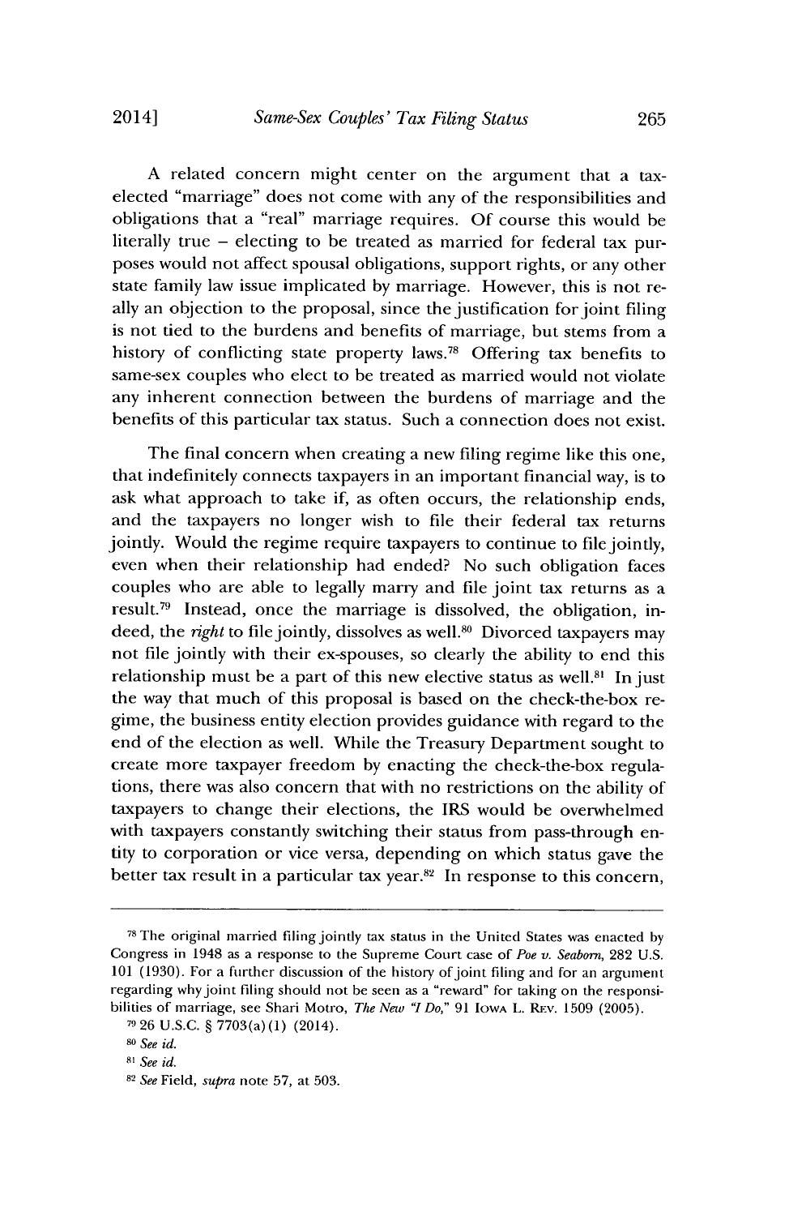A related concern might center on the argument that a tax-elected "marriage" does not come with any of the responsibilities and obligations that a "real" marriage requires. Of course this would be literally true – electing to be treated as married for federal tax purposes would not affect spousal obligations, support rights, or any other state family law issue implicated by marriage. However, this is not really an objection to the proposal, since the justification for joint filing is not tied to the burdens and benefits of marriage, but stems from a history of conflicting state property laws.[78] Offering tax benefits to same-sex couples who elect to be treated as married would not violate any inherent connection between the burdens of marriage and the benefits of this particular tax status. Such a connection does not exist.

The final concern when creating a new filing regime like this one, that indefinitely connects taxpayers in an important financial way, is to ask what approach to take if, as often occurs, the relationship ends, and the taxpayers no longer wish to file their federal tax returns jointly. Would the regime require taxpayers to continue to file jointly, even when their relationship had ended? No such obligation faces couples who are able to legally marry and file joint tax returns as a result.[79] Instead, once the marriage is dissolved, the obligation, indeed, the *right* to file jointly, dissolves as well.[80] Divorced taxpayers may not file jointly with their ex-spouses, so clearly the ability to end this relationship must be a part of this new elective status as well.[81] In just the way that much of this proposal is based on the check-the-box regime, the business entity election provides guidance with regard to the end of the election as well. While the Treasury Department sought to create more taxpayer freedom by enacting the check-the-box regulations, there was also concern that with no restrictions on the ability of taxpayers to change their elections, the IRS would be overwhelmed with taxpayers constantly switching their status from pass-through entity to corporation or vice versa, depending on which status gave the better tax result in a particular tax year.[82] In response to this concern,

---

[78] The original married filing jointly tax status in the United States was enacted by Congress in 1948 as a response to the Supreme Court case of *Poe v. Seaborn*, 282 U.S. 101 (1930). For a further discussion of the history of joint filing and for an argument regarding why joint filing should not be seen as a "reward" for taking on the responsibilities of marriage, see Shari Motro, *The New "I Do,"* 91 IOWA L. REV. 1509 (2005).

[79] 26 U.S.C. § 7703(a)(1) (2014).

[80] *See id.*

[81] *See id.*

[82] *See* Field, *supra* note 57, at 503.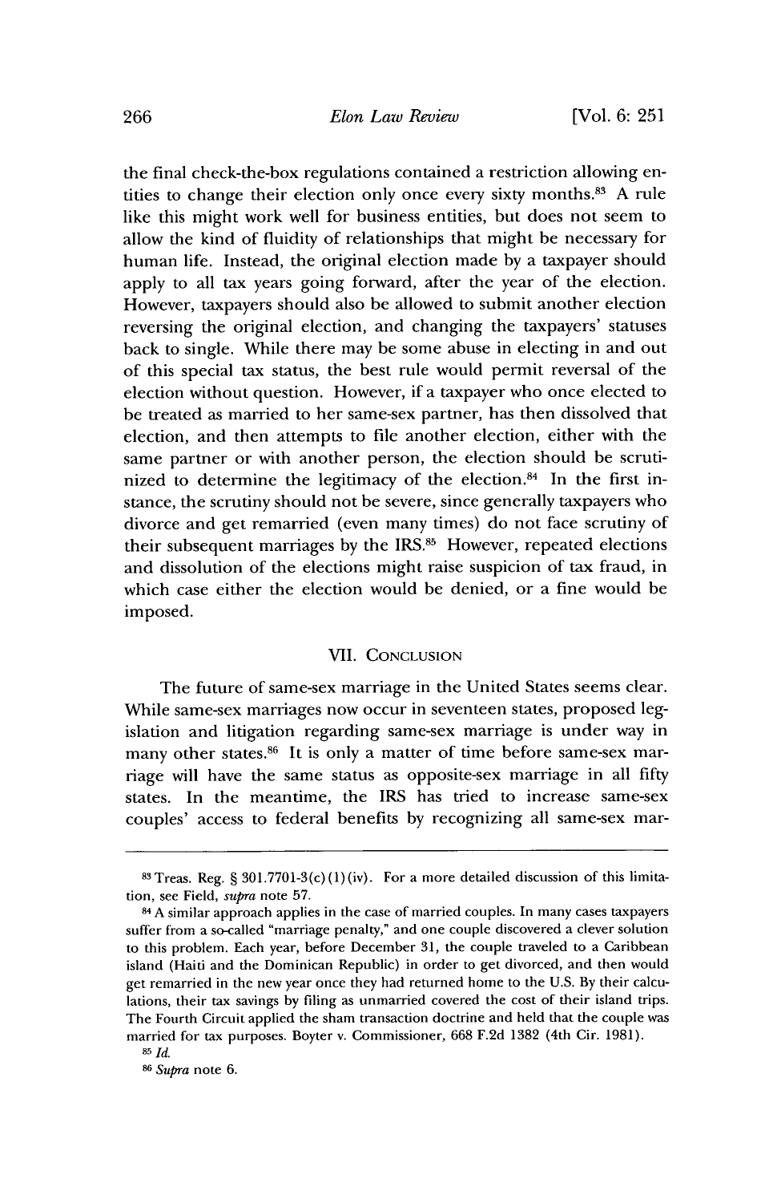the final check-the-box regulations contained a restriction allowing entities to change their election only once every sixty months.[83] A rule like this might work well for business entities, but does not seem to allow the kind of fluidity of relationships that might be necessary for human life. Instead, the original election made by a taxpayer should apply to all tax years going forward, after the year of the election. However, taxpayers should also be allowed to submit another election reversing the original election, and changing the taxpayers' statuses back to single. While there may be some abuse in electing in and out of this special tax status, the best rule would permit reversal of the election without question. However, if a taxpayer who once elected to be treated as married to her same-sex partner, has then dissolved that election, and then attempts to file another election, either with the same partner or with another person, the election should be scrutinized to determine the legitimacy of the election.[84] In the first instance, the scrutiny should not be severe, since generally taxpayers who divorce and get remarried (even many times) do not face scrutiny of their subsequent marriages by the IRS.[85] However, repeated elections and dissolution of the elections might raise suspicion of tax fraud, in which case either the election would be denied, or a fine would be imposed.

## VII. Conclusion

The future of same-sex marriage in the United States seems clear. While same-sex marriages now occur in seventeen states, proposed legislation and litigation regarding same-sex marriage is under way in many other states.[86] It is only a matter of time before same-sex marriage will have the same status as opposite-sex marriage in all fifty states. In the meantime, the IRS has tried to increase same-sex couples' access to federal benefits by recognizing all same-sex mar-

---

[83] Treas. Reg. § 301.7701-3(c)(1)(iv). For a more detailed discussion of this limitation, see Field, *supra* note 57.

[84] A similar approach applies in the case of married couples. In many cases taxpayers suffer from a so-called "marriage penalty," and one couple discovered a clever solution to this problem. Each year, before December 31, the couple traveled to a Caribbean island (Haiti and the Dominican Republic) in order to get divorced, and then would get remarried in the new year once they had returned home to the U.S. By their calculations, their tax savings by filing as unmarried covered the cost of their island trips. The Fourth Circuit applied the sham transaction doctrine and held that the couple was married for tax purposes. Boyter v. Commissioner, 668 F.2d 1382 (4th Cir. 1981).

[85] *Id.*

[86] *Supra* note 6.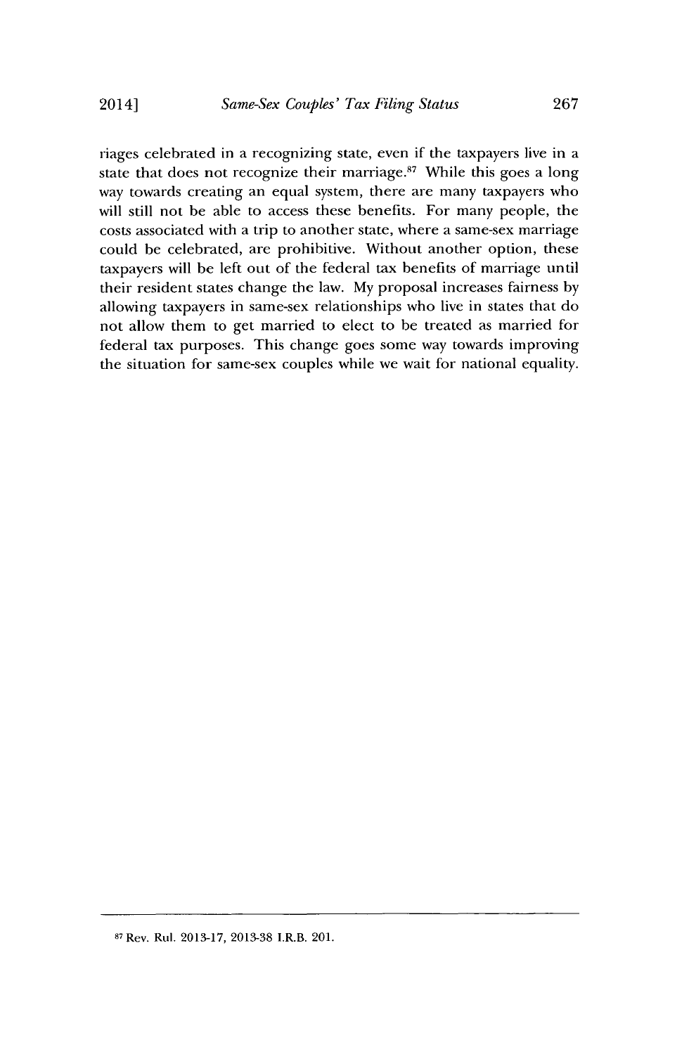riages celebrated in a recognizing state, even if the taxpayers live in a state that does not recognize their marriage.[87] While this goes a long way towards creating an equal system, there are many taxpayers who will still not be able to access these benefits. For many people, the costs associated with a trip to another state, where a same-sex marriage could be celebrated, are prohibitive. Without another option, these taxpayers will be left out of the federal tax benefits of marriage until their resident states change the law. My proposal increases fairness by allowing taxpayers in same-sex relationships who live in states that do not allow them to get married to elect to be treated as married for federal tax purposes. This change goes some way towards improving the situation for same-sex couples while we wait for national equality.

---

[87] Rev. Rul. 2013-17, 2013-38 I.R.B. 201.